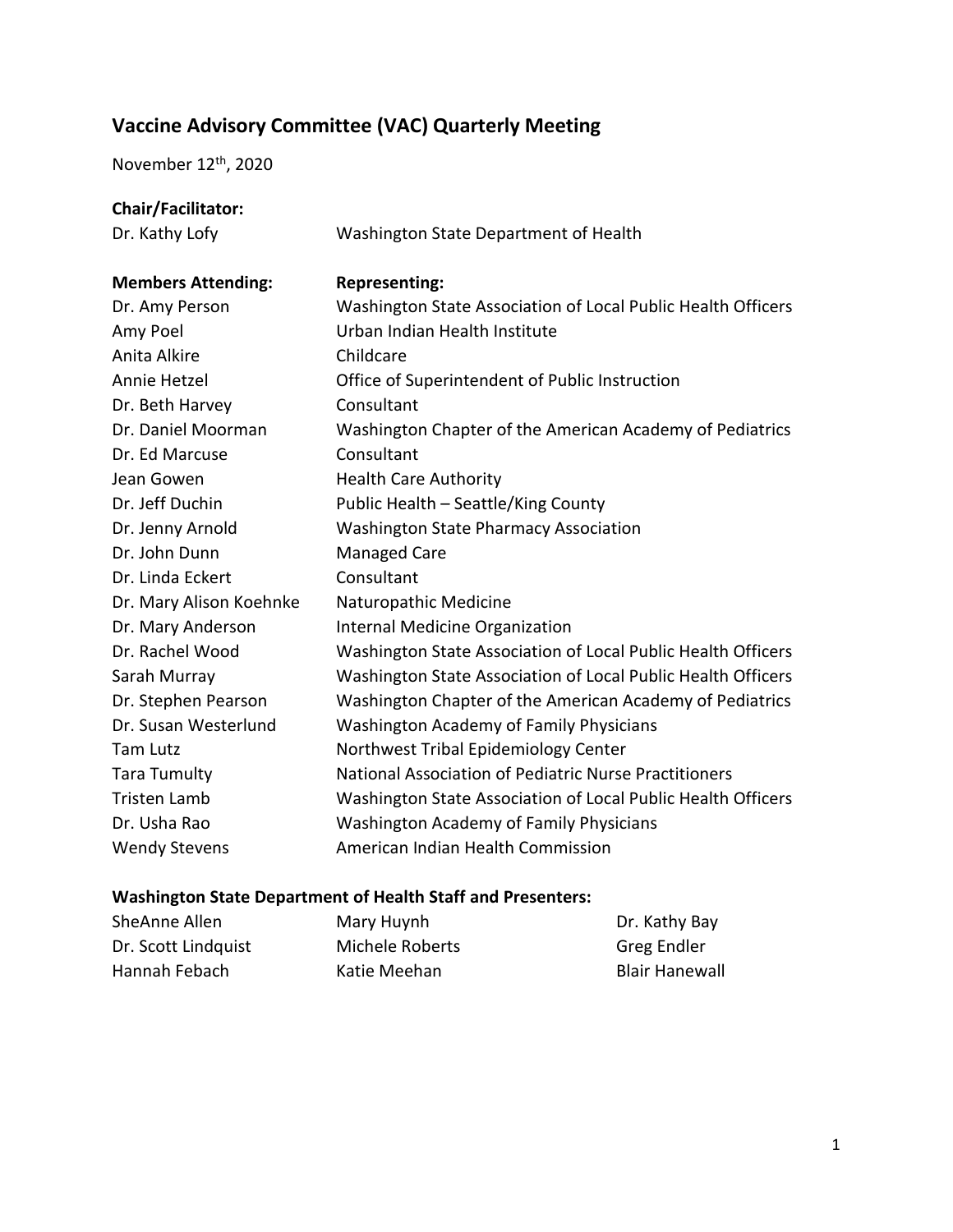## Vaccine Advisory Committee (VAC) Quarterly Meeting

November 12th, 2020

**Chair/Facilitator:**

| | |
|---|---|
| Dr. Kathy Lofy | Washington State Department of Health |

| **Members Attending:** | **Representing:** |
|---|---|
| Dr. Amy Person | Washington State Association of Local Public Health Officers |
| Amy Poel | Urban Indian Health Institute |
| Anita Alkire | Childcare |
| Annie Hetzel | Office of Superintendent of Public Instruction |
| Dr. Beth Harvey | Consultant |
| Dr. Daniel Moorman | Washington Chapter of the American Academy of Pediatrics |
| Dr. Ed Marcuse | Consultant |
| Jean Gowen | Health Care Authority |
| Dr. Jeff Duchin | Public Health – Seattle/King County |
| Dr. Jenny Arnold | Washington State Pharmacy Association |
| Dr. John Dunn | Managed Care |
| Dr. Linda Eckert | Consultant |
| Dr. Mary Alison Koehnke | Naturopathic Medicine |
| Dr. Mary Anderson | Internal Medicine Organization |
| Dr. Rachel Wood | Washington State Association of Local Public Health Officers |
| Sarah Murray | Washington State Association of Local Public Health Officers |
| Dr. Stephen Pearson | Washington Chapter of the American Academy of Pediatrics |
| Dr. Susan Westerlund | Washington Academy of Family Physicians |
| Tam Lutz | Northwest Tribal Epidemiology Center |
| Tara Tumulty | National Association of Pediatric Nurse Practitioners |
| Tristen Lamb | Washington State Association of Local Public Health Officers |
| Dr. Usha Rao | Washington Academy of Family Physicians |
| Wendy Stevens | American Indian Health Commission |

**Washington State Department of Health Staff and Presenters:**

| | | |
|---|---|---|
| SheAnne Allen | Mary Huynh | Dr. Kathy Bay |
| Dr. Scott Lindquist | Michele Roberts | Greg Endler |
| Hannah Febach | Katie Meehan | Blair Hanewall |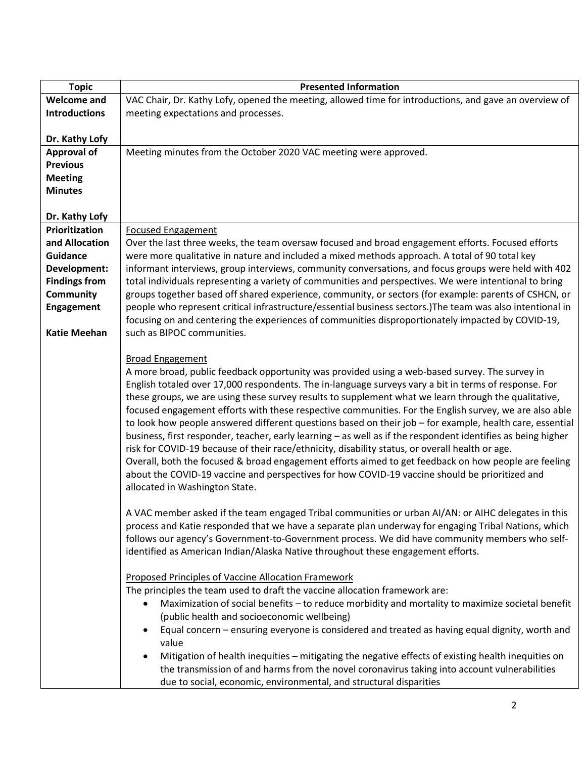| Topic | Presented Information |
|---|---|
| **Welcome and Introductions**<br><br>**Dr. Kathy Lofy** | VAC Chair, Dr. Kathy Lofy, opened the meeting, allowed time for introductions, and gave an overview of meeting expectations and processes. |
| **Approval of Previous Meeting Minutes**<br><br>**Dr. Kathy Lofy** | Meeting minutes from the October 2020 VAC meeting were approved. |
| **Prioritization and Allocation Guidance Development: Findings from Community Engagement**<br><br>**Katie Meehan** | <u>Focused Engagement</u><br>Over the last three weeks, the team oversaw focused and broad engagement efforts. Focused efforts were more qualitative in nature and included a mixed methods approach. A total of 90 total key informant interviews, group interviews, community conversations, and focus groups were held with 402 total individuals representing a variety of communities and perspectives. We were intentional to bring groups together based off shared experience, community, or sectors (for example: parents of CSHCN, or people who represent critical infrastructure/essential business sectors.)The team was also intentional in focusing on and centering the experiences of communities disproportionately impacted by COVID-19, such as BIPOC communities.<br><br><u>Broad Engagement</u><br>A more broad, public feedback opportunity was provided using a web-based survey. The survey in English totaled over 17,000 respondents. The in-language surveys vary a bit in terms of response. For these groups, we are using these survey results to supplement what we learn through the qualitative, focused engagement efforts with these respective communities. For the English survey, we are also able to look how people answered different questions based on their job – for example, health care, essential business, first responder, teacher, early learning – as well as if the respondent identifies as being higher risk for COVID-19 because of their race/ethnicity, disability status, or overall health or age.<br>Overall, both the focused & broad engagement efforts aimed to get feedback on how people are feeling about the COVID-19 vaccine and perspectives for how COVID-19 vaccine should be prioritized and allocated in Washington State.<br><br>A VAC member asked if the team engaged Tribal communities or urban AI/AN: or AIHC delegates in this process and Katie responded that we have a separate plan underway for engaging Tribal Nations, which follows our agency's Government-to-Government process. We did have community members who self-identified as American Indian/Alaska Native throughout these engagement efforts.<br><br><u>Proposed Principles of Vaccine Allocation Framework</u><br>The principles the team used to draft the vaccine allocation framework are:<br>• Maximization of social benefits – to reduce morbidity and mortality to maximize societal benefit (public health and socioeconomic wellbeing)<br>• Equal concern – ensuring everyone is considered and treated as having equal dignity, worth and value<br>• Mitigation of health inequities – mitigating the negative effects of existing health inequities on the transmission of and harms from the novel coronavirus taking into account vulnerabilities due to social, economic, environmental, and structural disparities |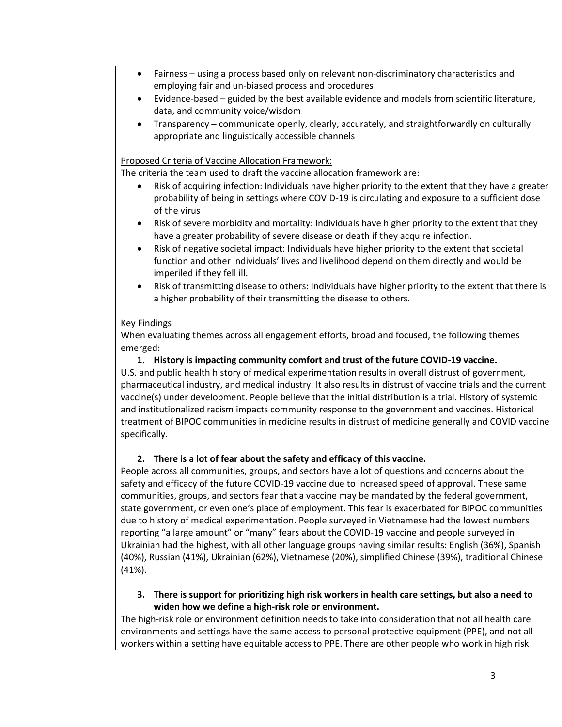- Fairness – using a process based only on relevant non-discriminatory characteristics and employing fair and un-biased process and procedures
- Evidence-based – guided by the best available evidence and models from scientific literature, data, and community voice/wisdom
- Transparency – communicate openly, clearly, accurately, and straightforwardly on culturally appropriate and linguistically accessible channels

Proposed Criteria of Vaccine Allocation Framework:

The criteria the team used to draft the vaccine allocation framework are:

- Risk of acquiring infection: Individuals have higher priority to the extent that they have a greater probability of being in settings where COVID-19 is circulating and exposure to a sufficient dose of the virus
- Risk of severe morbidity and mortality: Individuals have higher priority to the extent that they have a greater probability of severe disease or death if they acquire infection.
- Risk of negative societal impact: Individuals have higher priority to the extent that societal function and other individuals' lives and livelihood depend on them directly and would be imperiled if they fell ill.
- Risk of transmitting disease to others: Individuals have higher priority to the extent that there is a higher probability of their transmitting the disease to others.

Key Findings

When evaluating themes across all engagement efforts, broad and focused, the following themes emerged:

**1. History is impacting community comfort and trust of the future COVID-19 vaccine.**

U.S. and public health history of medical experimentation results in overall distrust of government, pharmaceutical industry, and medical industry. It also results in distrust of vaccine trials and the current vaccine(s) under development. People believe that the initial distribution is a trial. History of systemic and institutionalized racism impacts community response to the government and vaccines. Historical treatment of BIPOC communities in medicine results in distrust of medicine generally and COVID vaccine specifically.

**2. There is a lot of fear about the safety and efficacy of this vaccine.**

People across all communities, groups, and sectors have a lot of questions and concerns about the safety and efficacy of the future COVID-19 vaccine due to increased speed of approval. These same communities, groups, and sectors fear that a vaccine may be mandated by the federal government, state government, or even one's place of employment. This fear is exacerbated for BIPOC communities due to history of medical experimentation. People surveyed in Vietnamese had the lowest numbers reporting "a large amount" or "many" fears about the COVID-19 vaccine and people surveyed in Ukrainian had the highest, with all other language groups having similar results: English (36%), Spanish (40%), Russian (41%), Ukrainian (62%), Vietnamese (20%), simplified Chinese (39%), traditional Chinese (41%).

**3. There is support for prioritizing high risk workers in health care settings, but also a need to widen how we define a high-risk role or environment.**

The high-risk role or environment definition needs to take into consideration that not all health care environments and settings have the same access to personal protective equipment (PPE), and not all workers within a setting have equitable access to PPE. There are other people who work in high risk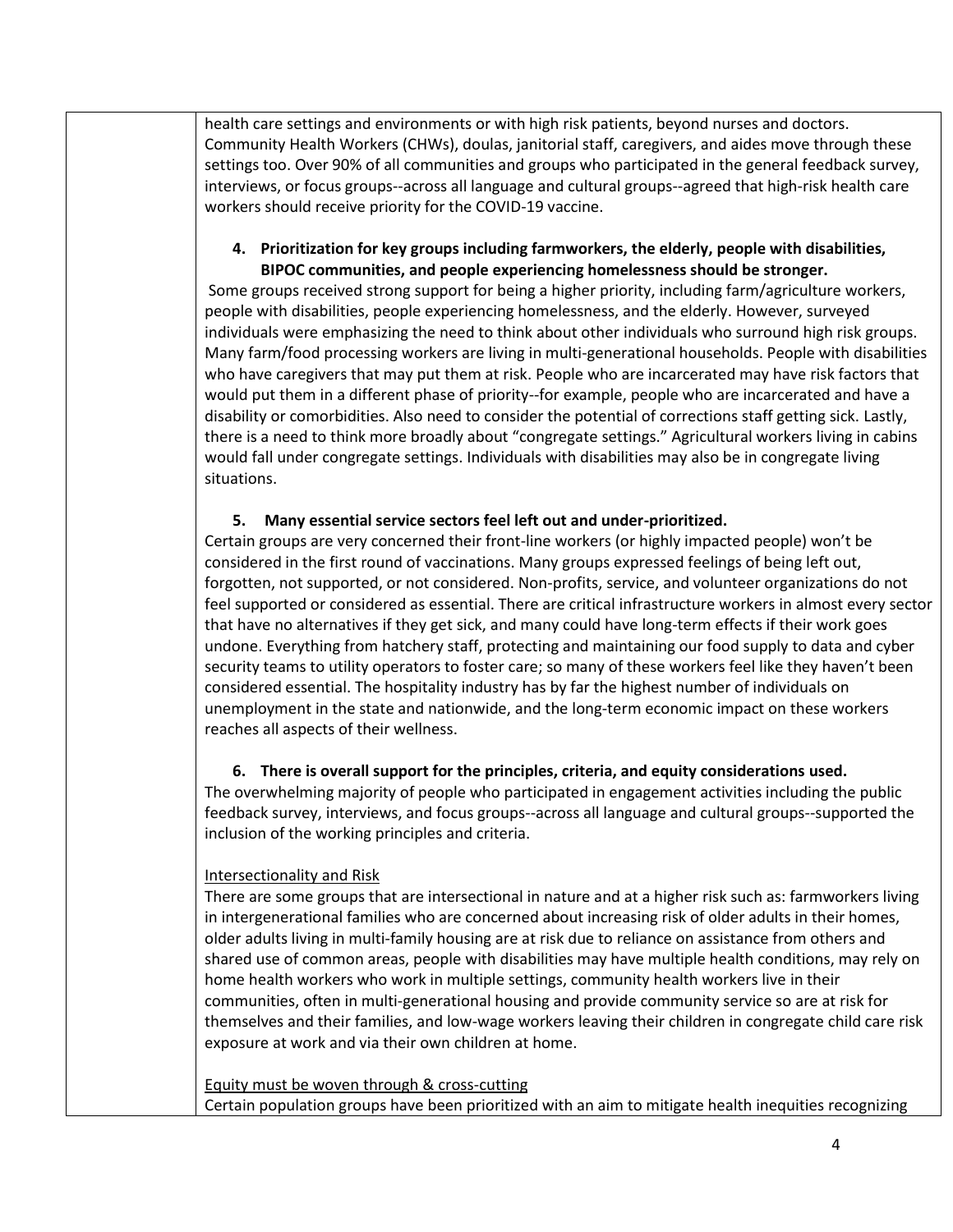health care settings and environments or with high risk patients, beyond nurses and doctors. Community Health Workers (CHWs), doulas, janitorial staff, caregivers, and aides move through these settings too. Over 90% of all communities and groups who participated in the general feedback survey, interviews, or focus groups--across all language and cultural groups--agreed that high-risk health care workers should receive priority for the COVID-19 vaccine.

**4. Prioritization for key groups including farmworkers, the elderly, people with disabilities, BIPOC communities, and people experiencing homelessness should be stronger.**

Some groups received strong support for being a higher priority, including farm/agriculture workers, people with disabilities, people experiencing homelessness, and the elderly. However, surveyed individuals were emphasizing the need to think about other individuals who surround high risk groups. Many farm/food processing workers are living in multi-generational households. People with disabilities who have caregivers that may put them at risk. People who are incarcerated may have risk factors that would put them in a different phase of priority--for example, people who are incarcerated and have a disability or comorbidities. Also need to consider the potential of corrections staff getting sick. Lastly, there is a need to think more broadly about "congregate settings." Agricultural workers living in cabins would fall under congregate settings. Individuals with disabilities may also be in congregate living situations.

**5. Many essential service sectors feel left out and under-prioritized.**

Certain groups are very concerned their front-line workers (or highly impacted people) won't be considered in the first round of vaccinations. Many groups expressed feelings of being left out, forgotten, not supported, or not considered. Non-profits, service, and volunteer organizations do not feel supported or considered as essential. There are critical infrastructure workers in almost every sector that have no alternatives if they get sick, and many could have long-term effects if their work goes undone. Everything from hatchery staff, protecting and maintaining our food supply to data and cyber security teams to utility operators to foster care; so many of these workers feel like they haven't been considered essential. The hospitality industry has by far the highest number of individuals on unemployment in the state and nationwide, and the long-term economic impact on these workers reaches all aspects of their wellness.

**6. There is overall support for the principles, criteria, and equity considerations used.**

The overwhelming majority of people who participated in engagement activities including the public feedback survey, interviews, and focus groups--across all language and cultural groups--supported the inclusion of the working principles and criteria.

<u>Intersectionality and Risk</u>

There are some groups that are intersectional in nature and at a higher risk such as: farmworkers living in intergenerational families who are concerned about increasing risk of older adults in their homes, older adults living in multi-family housing are at risk due to reliance on assistance from others and shared use of common areas, people with disabilities may have multiple health conditions, may rely on home health workers who work in multiple settings, community health workers live in their communities, often in multi-generational housing and provide community service so are at risk for themselves and their families, and low-wage workers leaving their children in congregate child care risk exposure at work and via their own children at home.

<u>Equity must be woven through & cross-cutting</u>

Certain population groups have been prioritized with an aim to mitigate health inequities recognizing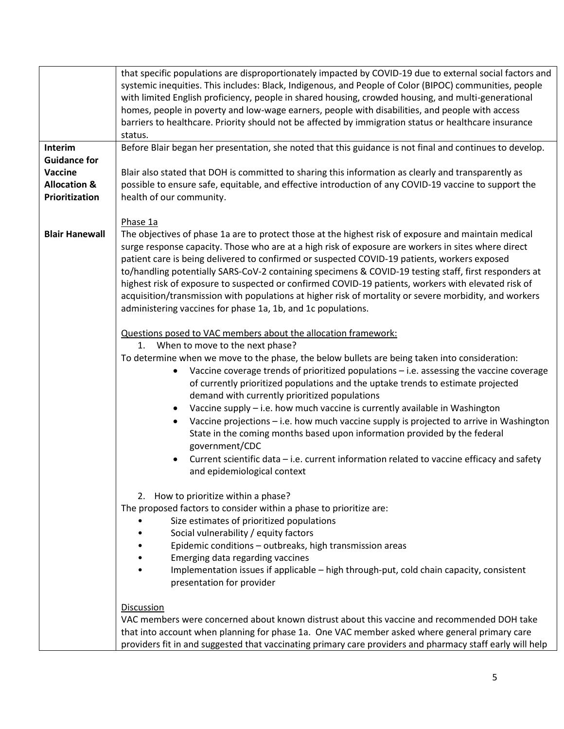| | |
|---|---|
| | that specific populations are disproportionately impacted by COVID-19 due to external social factors and systemic inequities. This includes: Black, Indigenous, and People of Color (BIPOC) communities, people with limited English proficiency, people in shared housing, crowded housing, and multi-generational homes, people in poverty and low-wage earners, people with disabilities, and people with access barriers to healthcare. Priority should not be affected by immigration status or healthcare insurance status. |
| **Interim Guidance for Vaccine Allocation & Prioritization**<br><br>**Blair Hanewall** | Before Blair began her presentation, she noted that this guidance is not final and continues to develop.<br><br>Blair also stated that DOH is committed to sharing this information as clearly and transparently as possible to ensure safe, equitable, and effective introduction of any COVID-19 vaccine to support the health of our community.<br><br><u>Phase 1a</u><br>The objectives of phase 1a are to protect those at the highest risk of exposure and maintain medical surge response capacity. Those who are at a high risk of exposure are workers in sites where direct patient care is being delivered to confirmed or suspected COVID-19 patients, workers exposed to/handling potentially SARS-CoV-2 containing specimens & COVID-19 testing staff, first responders at highest risk of exposure to suspected or confirmed COVID-19 patients, workers with elevated risk of acquisition/transmission with populations at higher risk of mortality or severe morbidity, and workers administering vaccines for phase 1a, 1b, and 1c populations.<br><br><u>Questions posed to VAC members about the allocation framework:</u><br>1. When to move to the next phase?<br>To determine when we move to the phase, the below bullets are being taken into consideration:<br>• Vaccine coverage trends of prioritized populations – i.e. assessing the vaccine coverage of currently prioritized populations and the uptake trends to estimate projected demand with currently prioritized populations<br>• Vaccine supply – i.e. how much vaccine is currently available in Washington<br>• Vaccine projections – i.e. how much vaccine supply is projected to arrive in Washington State in the coming months based upon information provided by the federal government/CDC<br>• Current scientific data – i.e. current information related to vaccine efficacy and safety and epidemiological context<br><br>2. How to prioritize within a phase?<br>The proposed factors to consider within a phase to prioritize are:<br>• Size estimates of prioritized populations<br>• Social vulnerability / equity factors<br>• Epidemic conditions – outbreaks, high transmission areas<br>• Emerging data regarding vaccines<br>• Implementation issues if applicable – high through-put, cold chain capacity, consistent presentation for provider<br><br><u>Discussion</u><br>VAC members were concerned about known distrust about this vaccine and recommended DOH take that into account when planning for phase 1a. One VAC member asked where general primary care providers fit in and suggested that vaccinating primary care providers and pharmacy staff early will help |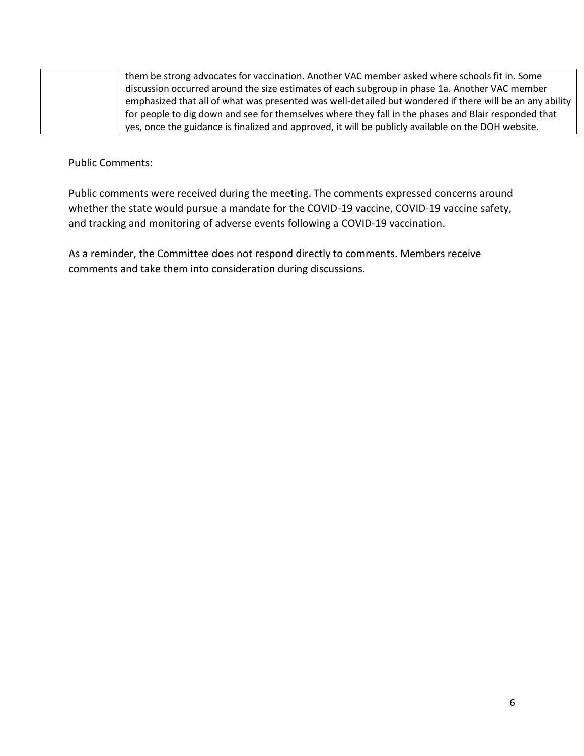| | |
|---|---|
| | them be strong advocates for vaccination. Another VAC member asked where schools fit in. Some discussion occurred around the size estimates of each subgroup in phase 1a. Another VAC member emphasized that all of what was presented was well-detailed but wondered if there will be an any ability for people to dig down and see for themselves where they fall in the phases and Blair responded that yes, once the guidance is finalized and approved, it will be publicly available on the DOH website. |

Public Comments:

Public comments were received during the meeting. The comments expressed concerns around whether the state would pursue a mandate for the COVID-19 vaccine, COVID-19 vaccine safety, and tracking and monitoring of adverse events following a COVID-19 vaccination.

As a reminder, the Committee does not respond directly to comments. Members receive comments and take them into consideration during discussions.